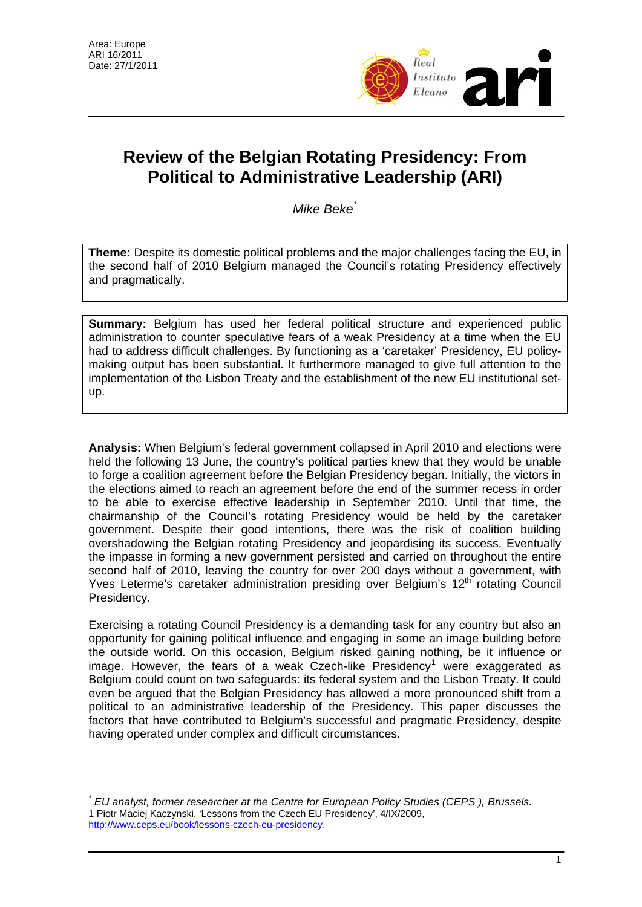Area: Europe
ARI 16/2011
Date: 27/1/2011

# Review of the Belgian Rotating Presidency: From Political to Administrative Leadership (ARI)

*Mike Beke*[*]

**Theme:** Despite its domestic political problems and the major challenges facing the EU, in the second half of 2010 Belgium managed the Council's rotating Presidency effectively and pragmatically.

**Summary:** Belgium has used her federal political structure and experienced public administration to counter speculative fears of a weak Presidency at a time when the EU had to address difficult challenges. By functioning as a 'caretaker' Presidency, EU policy-making output has been substantial. It furthermore managed to give full attention to the implementation of the Lisbon Treaty and the establishment of the new EU institutional set-up.

**Analysis:** When Belgium's federal government collapsed in April 2010 and elections were held the following 13 June, the country's political parties knew that they would be unable to forge a coalition agreement before the Belgian Presidency began. Initially, the victors in the elections aimed to reach an agreement before the end of the summer recess in order to be able to exercise effective leadership in September 2010. Until that time, the chairmanship of the Council's rotating Presidency would be held by the caretaker government. Despite their good intentions, there was the risk of coalition building overshadowing the Belgian rotating Presidency and jeopardising its success. Eventually the impasse in forming a new government persisted and carried on throughout the entire second half of 2010, leaving the country for over 200 days without a government, with Yves Leterme's caretaker administration presiding over Belgium's 12th rotating Council Presidency.

Exercising a rotating Council Presidency is a demanding task for any country but also an opportunity for gaining political influence and engaging in some an image building before the outside world. On this occasion, Belgium risked gaining nothing, be it influence or image. However, the fears of a weak Czech-like Presidency[1] were exaggerated as Belgium could count on two safeguards: its federal system and the Lisbon Treaty. It could even be argued that the Belgian Presidency has allowed a more pronounced shift from a political to an administrative leadership of the Presidency. This paper discusses the factors that have contributed to Belgium's successful and pragmatic Presidency, despite having operated under complex and difficult circumstances.

---

[*] *EU analyst, former researcher at the Centre for European Policy Studies (CEPS ), Brussels.*

1 Piotr Maciej Kaczynski, 'Lessons from the Czech EU Presidency', 4/IX/2009, http://www.ceps.eu/book/lessons-czech-eu-presidency.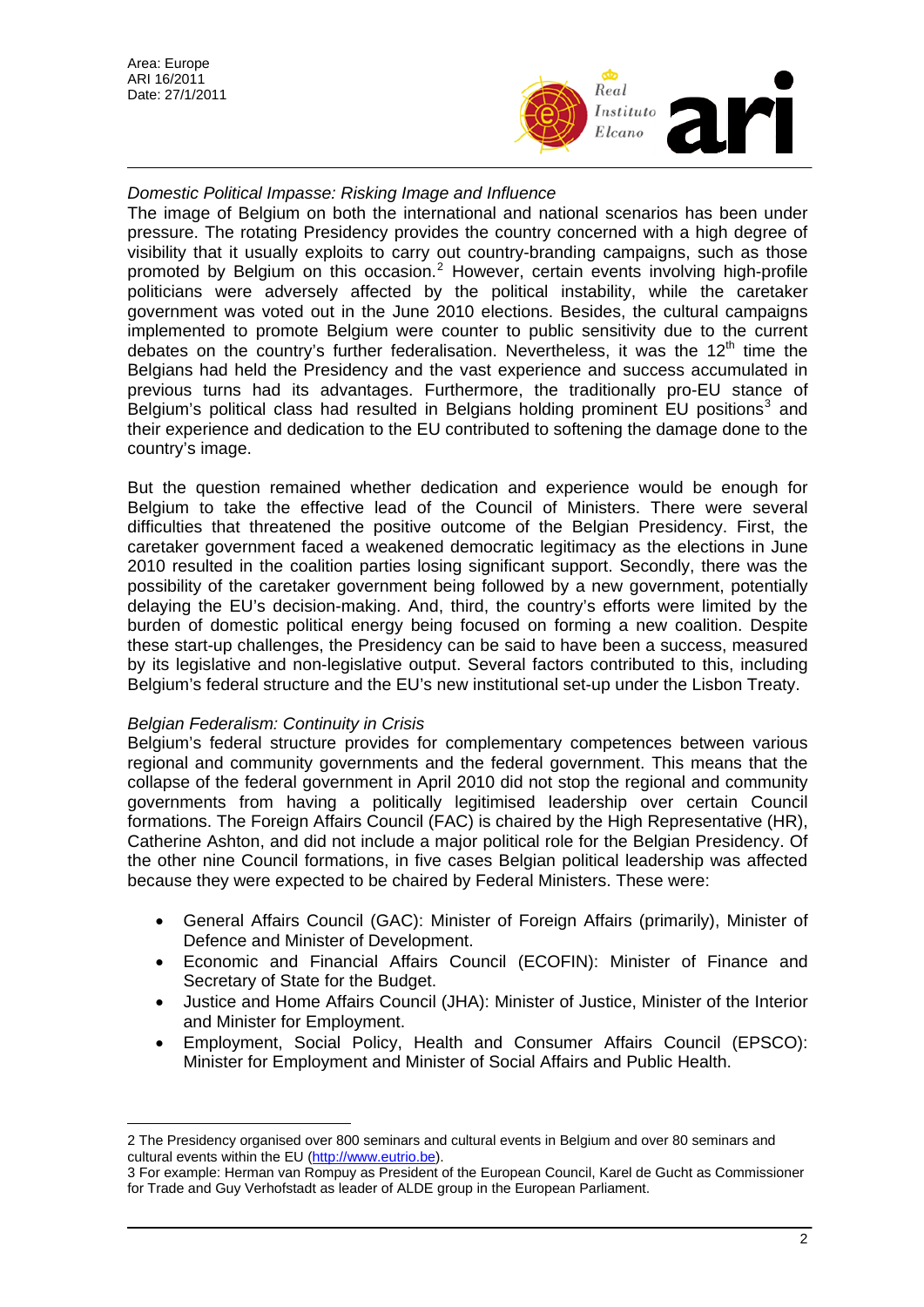*Domestic Political Impasse: Risking Image and Influence*

The image of Belgium on both the international and national scenarios has been under pressure. The rotating Presidency provides the country concerned with a high degree of visibility that it usually exploits to carry out country-branding campaigns, such as those promoted by Belgium on this occasion.[2] However, certain events involving high-profile politicians were adversely affected by the political instability, while the caretaker government was voted out in the June 2010 elections. Besides, the cultural campaigns implemented to promote Belgium were counter to public sensitivity due to the current debates on the country's further federalisation. Nevertheless, it was the 12th time the Belgians had held the Presidency and the vast experience and success accumulated in previous turns had its advantages. Furthermore, the traditionally pro-EU stance of Belgium's political class had resulted in Belgians holding prominent EU positions[3] and their experience and dedication to the EU contributed to softening the damage done to the country's image.

But the question remained whether dedication and experience would be enough for Belgium to take the effective lead of the Council of Ministers. There were several difficulties that threatened the positive outcome of the Belgian Presidency. First, the caretaker government faced a weakened democratic legitimacy as the elections in June 2010 resulted in the coalition parties losing significant support. Secondly, there was the possibility of the caretaker government being followed by a new government, potentially delaying the EU's decision-making. And, third, the country's efforts were limited by the burden of domestic political energy being focused on forming a new coalition. Despite these start-up challenges, the Presidency can be said to have been a success, measured by its legislative and non-legislative output. Several factors contributed to this, including Belgium's federal structure and the EU's new institutional set-up under the Lisbon Treaty.

*Belgian Federalism: Continuity in Crisis*

Belgium's federal structure provides for complementary competences between various regional and community governments and the federal government. This means that the collapse of the federal government in April 2010 did not stop the regional and community governments from having a politically legitimised leadership over certain Council formations. The Foreign Affairs Council (FAC) is chaired by the High Representative (HR), Catherine Ashton, and did not include a major political role for the Belgian Presidency. Of the other nine Council formations, in five cases Belgian political leadership was affected because they were expected to be chaired by Federal Ministers. These were:

- General Affairs Council (GAC): Minister of Foreign Affairs (primarily), Minister of Defence and Minister of Development.
- Economic and Financial Affairs Council (ECOFIN): Minister of Finance and Secretary of State for the Budget.
- Justice and Home Affairs Council (JHA): Minister of Justice, Minister of the Interior and Minister for Employment.
- Employment, Social Policy, Health and Consumer Affairs Council (EPSCO): Minister for Employment and Minister of Social Affairs and Public Health.

---

2 The Presidency organised over 800 seminars and cultural events in Belgium and over 80 seminars and cultural events within the EU (http://www.eutrio.be).

3 For example: Herman van Rompuy as President of the European Council, Karel de Gucht as Commissioner for Trade and Guy Verhofstadt as leader of ALDE group in the European Parliament.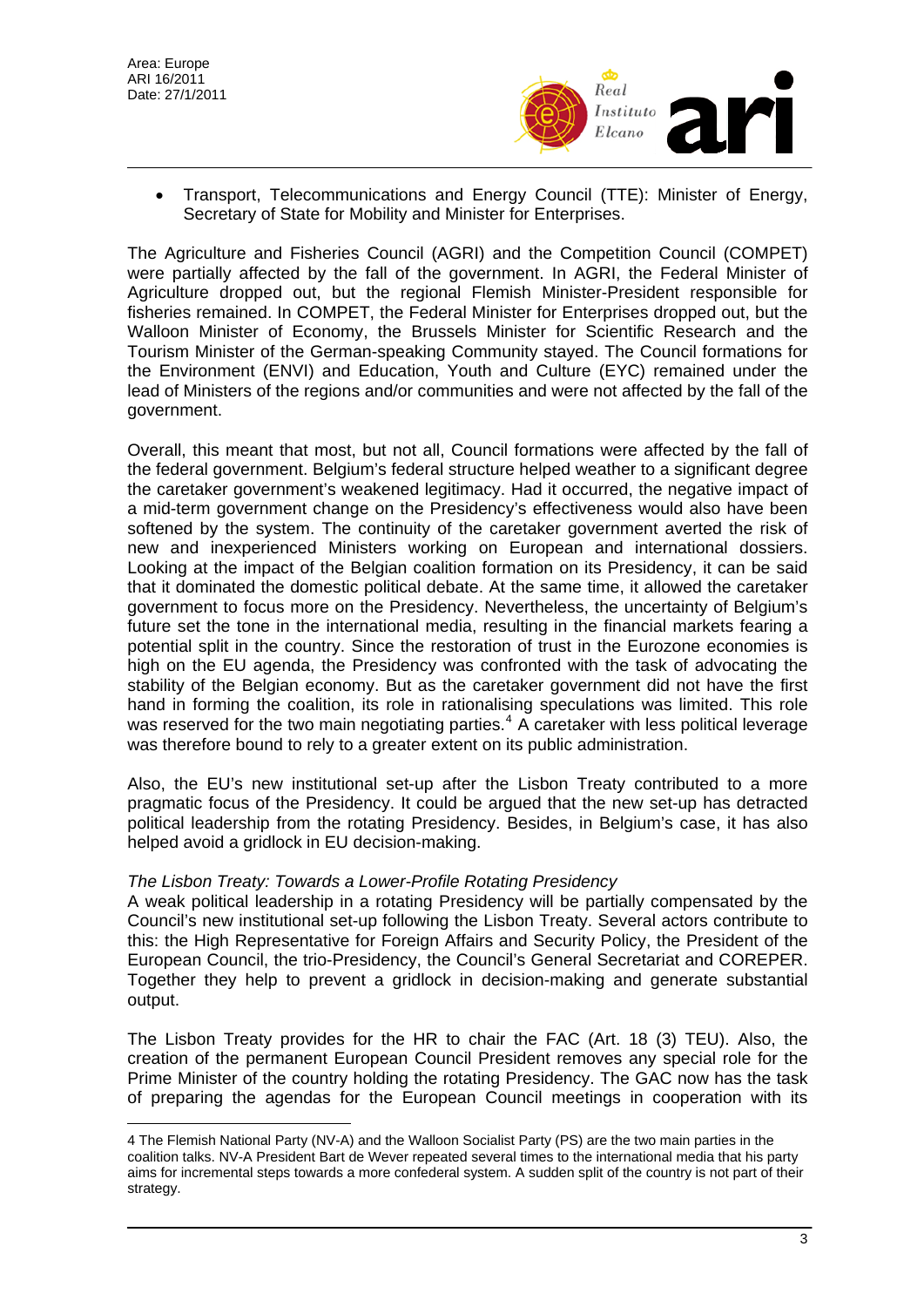- Transport, Telecommunications and Energy Council (TTE): Minister of Energy, Secretary of State for Mobility and Minister for Enterprises.

The Agriculture and Fisheries Council (AGRI) and the Competition Council (COMPET) were partially affected by the fall of the government. In AGRI, the Federal Minister of Agriculture dropped out, but the regional Flemish Minister-President responsible for fisheries remained. In COMPET, the Federal Minister for Enterprises dropped out, but the Walloon Minister of Economy, the Brussels Minister for Scientific Research and the Tourism Minister of the German-speaking Community stayed. The Council formations for the Environment (ENVI) and Education, Youth and Culture (EYC) remained under the lead of Ministers of the regions and/or communities and were not affected by the fall of the government.

Overall, this meant that most, but not all, Council formations were affected by the fall of the federal government. Belgium's federal structure helped weather to a significant degree the caretaker government's weakened legitimacy. Had it occurred, the negative impact of a mid-term government change on the Presidency's effectiveness would also have been softened by the system. The continuity of the caretaker government averted the risk of new and inexperienced Ministers working on European and international dossiers. Looking at the impact of the Belgian coalition formation on its Presidency, it can be said that it dominated the domestic political debate. At the same time, it allowed the caretaker government to focus more on the Presidency. Nevertheless, the uncertainty of Belgium's future set the tone in the international media, resulting in the financial markets fearing a potential split in the country. Since the restoration of trust in the Eurozone economies is high on the EU agenda, the Presidency was confronted with the task of advocating the stability of the Belgian economy. But as the caretaker government did not have the first hand in forming the coalition, its role in rationalising speculations was limited. This role was reserved for the two main negotiating parties.[4] A caretaker with less political leverage was therefore bound to rely to a greater extent on its public administration.

Also, the EU's new institutional set-up after the Lisbon Treaty contributed to a more pragmatic focus of the Presidency. It could be argued that the new set-up has detracted political leadership from the rotating Presidency. Besides, in Belgium's case, it has also helped avoid a gridlock in EU decision-making.

*The Lisbon Treaty: Towards a Lower-Profile Rotating Presidency*

A weak political leadership in a rotating Presidency will be partially compensated by the Council's new institutional set-up following the Lisbon Treaty. Several actors contribute to this: the High Representative for Foreign Affairs and Security Policy, the President of the European Council, the trio-Presidency, the Council's General Secretariat and COREPER. Together they help to prevent a gridlock in decision-making and generate substantial output.

The Lisbon Treaty provides for the HR to chair the FAC (Art. 18 (3) TEU). Also, the creation of the permanent European Council President removes any special role for the Prime Minister of the country holding the rotating Presidency. The GAC now has the task of preparing the agendas for the European Council meetings in cooperation with its

---

4 The Flemish National Party (NV-A) and the Walloon Socialist Party (PS) are the two main parties in the coalition talks. NV-A President Bart de Wever repeated several times to the international media that his party aims for incremental steps towards a more confederal system. A sudden split of the country is not part of their strategy.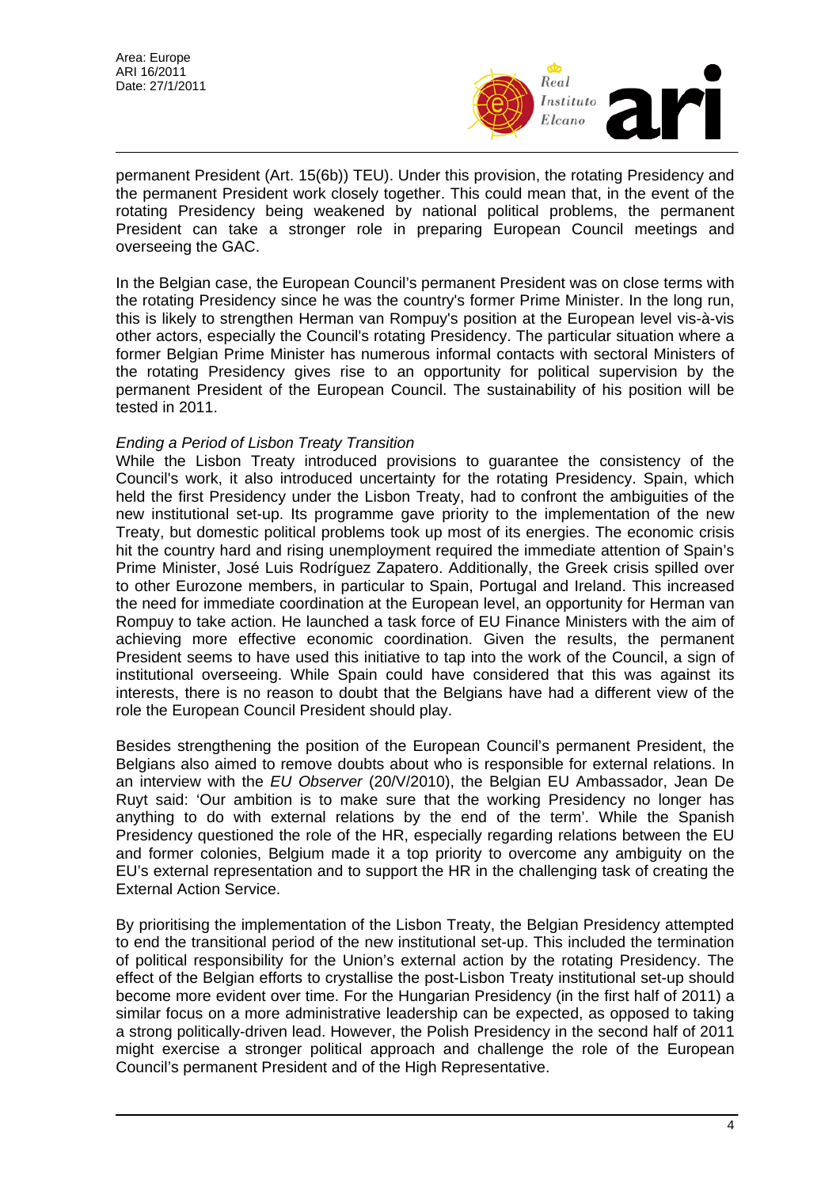permanent President (Art. 15(6b)) TEU). Under this provision, the rotating Presidency and the permanent President work closely together. This could mean that, in the event of the rotating Presidency being weakened by national political problems, the permanent President can take a stronger role in preparing European Council meetings and overseeing the GAC.

In the Belgian case, the European Council's permanent President was on close terms with the rotating Presidency since he was the country's former Prime Minister. In the long run, this is likely to strengthen Herman van Rompuy's position at the European level vis-à-vis other actors, especially the Council's rotating Presidency. The particular situation where a former Belgian Prime Minister has numerous informal contacts with sectoral Ministers of the rotating Presidency gives rise to an opportunity for political supervision by the permanent President of the European Council. The sustainability of his position will be tested in 2011.

*Ending a Period of Lisbon Treaty Transition*

While the Lisbon Treaty introduced provisions to guarantee the consistency of the Council's work, it also introduced uncertainty for the rotating Presidency. Spain, which held the first Presidency under the Lisbon Treaty, had to confront the ambiguities of the new institutional set-up. Its programme gave priority to the implementation of the new Treaty, but domestic political problems took up most of its energies. The economic crisis hit the country hard and rising unemployment required the immediate attention of Spain's Prime Minister, José Luis Rodríguez Zapatero. Additionally, the Greek crisis spilled over to other Eurozone members, in particular to Spain, Portugal and Ireland. This increased the need for immediate coordination at the European level, an opportunity for Herman van Rompuy to take action. He launched a task force of EU Finance Ministers with the aim of achieving more effective economic coordination. Given the results, the permanent President seems to have used this initiative to tap into the work of the Council, a sign of institutional overseeing. While Spain could have considered that this was against its interests, there is no reason to doubt that the Belgians have had a different view of the role the European Council President should play.

Besides strengthening the position of the European Council's permanent President, the Belgians also aimed to remove doubts about who is responsible for external relations. In an interview with the *EU Observer* (20/V/2010), the Belgian EU Ambassador, Jean De Ruyt said: 'Our ambition is to make sure that the working Presidency no longer has anything to do with external relations by the end of the term'. While the Spanish Presidency questioned the role of the HR, especially regarding relations between the EU and former colonies, Belgium made it a top priority to overcome any ambiguity on the EU's external representation and to support the HR in the challenging task of creating the External Action Service.

By prioritising the implementation of the Lisbon Treaty, the Belgian Presidency attempted to end the transitional period of the new institutional set-up. This included the termination of political responsibility for the Union's external action by the rotating Presidency. The effect of the Belgian efforts to crystallise the post-Lisbon Treaty institutional set-up should become more evident over time. For the Hungarian Presidency (in the first half of 2011) a similar focus on a more administrative leadership can be expected, as opposed to taking a strong politically-driven lead. However, the Polish Presidency in the second half of 2011 might exercise a stronger political approach and challenge the role of the European Council's permanent President and of the High Representative.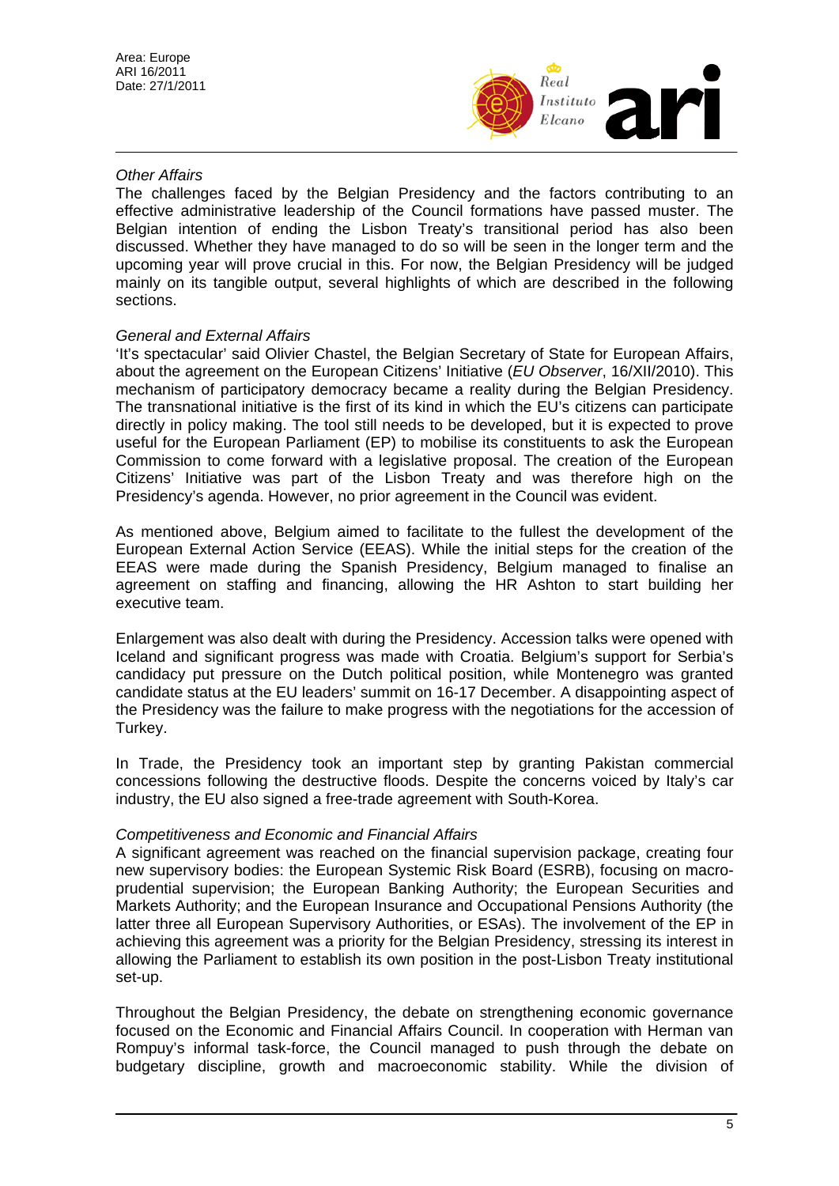*Other Affairs*

The challenges faced by the Belgian Presidency and the factors contributing to an effective administrative leadership of the Council formations have passed muster. The Belgian intention of ending the Lisbon Treaty's transitional period has also been discussed. Whether they have managed to do so will be seen in the longer term and the upcoming year will prove crucial in this. For now, the Belgian Presidency will be judged mainly on its tangible output, several highlights of which are described in the following sections.

*General and External Affairs*

'It's spectacular' said Olivier Chastel, the Belgian Secretary of State for European Affairs, about the agreement on the European Citizens' Initiative (*EU Observer*, 16/XII/2010). This mechanism of participatory democracy became a reality during the Belgian Presidency. The transnational initiative is the first of its kind in which the EU's citizens can participate directly in policy making. The tool still needs to be developed, but it is expected to prove useful for the European Parliament (EP) to mobilise its constituents to ask the European Commission to come forward with a legislative proposal. The creation of the European Citizens' Initiative was part of the Lisbon Treaty and was therefore high on the Presidency's agenda. However, no prior agreement in the Council was evident.

As mentioned above, Belgium aimed to facilitate to the fullest the development of the European External Action Service (EEAS). While the initial steps for the creation of the EEAS were made during the Spanish Presidency, Belgium managed to finalise an agreement on staffing and financing, allowing the HR Ashton to start building her executive team.

Enlargement was also dealt with during the Presidency. Accession talks were opened with Iceland and significant progress was made with Croatia. Belgium's support for Serbia's candidacy put pressure on the Dutch political position, while Montenegro was granted candidate status at the EU leaders' summit on 16-17 December. A disappointing aspect of the Presidency was the failure to make progress with the negotiations for the accession of Turkey.

In Trade, the Presidency took an important step by granting Pakistan commercial concessions following the destructive floods. Despite the concerns voiced by Italy's car industry, the EU also signed a free-trade agreement with South-Korea.

*Competitiveness and Economic and Financial Affairs*

A significant agreement was reached on the financial supervision package, creating four new supervisory bodies: the European Systemic Risk Board (ESRB), focusing on macro-prudential supervision; the European Banking Authority; the European Securities and Markets Authority; and the European Insurance and Occupational Pensions Authority (the latter three all European Supervisory Authorities, or ESAs). The involvement of the EP in achieving this agreement was a priority for the Belgian Presidency, stressing its interest in allowing the Parliament to establish its own position in the post-Lisbon Treaty institutional set-up.

Throughout the Belgian Presidency, the debate on strengthening economic governance focused on the Economic and Financial Affairs Council. In cooperation with Herman van Rompuy's informal task-force, the Council managed to push through the debate on budgetary discipline, growth and macroeconomic stability. While the division of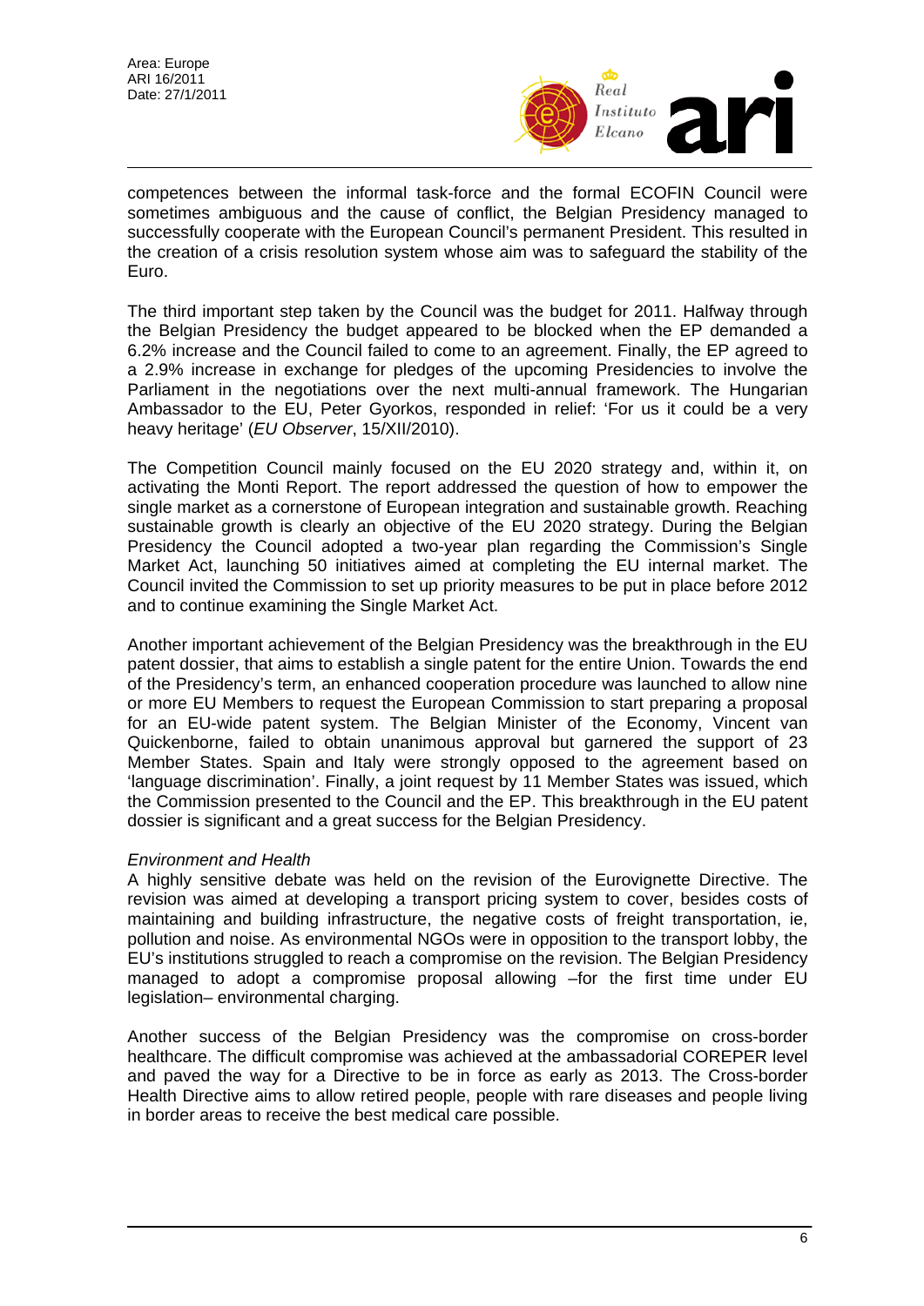competences between the informal task-force and the formal ECOFIN Council were sometimes ambiguous and the cause of conflict, the Belgian Presidency managed to successfully cooperate with the European Council's permanent President. This resulted in the creation of a crisis resolution system whose aim was to safeguard the stability of the Euro.

The third important step taken by the Council was the budget for 2011. Halfway through the Belgian Presidency the budget appeared to be blocked when the EP demanded a 6.2% increase and the Council failed to come to an agreement. Finally, the EP agreed to a 2.9% increase in exchange for pledges of the upcoming Presidencies to involve the Parliament in the negotiations over the next multi-annual framework. The Hungarian Ambassador to the EU, Peter Gyorkos, responded in relief: 'For us it could be a very heavy heritage' (*EU Observer*, 15/XII/2010).

The Competition Council mainly focused on the EU 2020 strategy and, within it, on activating the Monti Report. The report addressed the question of how to empower the single market as a cornerstone of European integration and sustainable growth. Reaching sustainable growth is clearly an objective of the EU 2020 strategy. During the Belgian Presidency the Council adopted a two-year plan regarding the Commission's Single Market Act, launching 50 initiatives aimed at completing the EU internal market. The Council invited the Commission to set up priority measures to be put in place before 2012 and to continue examining the Single Market Act.

Another important achievement of the Belgian Presidency was the breakthrough in the EU patent dossier, that aims to establish a single patent for the entire Union. Towards the end of the Presidency's term, an enhanced cooperation procedure was launched to allow nine or more EU Members to request the European Commission to start preparing a proposal for an EU-wide patent system. The Belgian Minister of the Economy, Vincent van Quickenborne, failed to obtain unanimous approval but garnered the support of 23 Member States. Spain and Italy were strongly opposed to the agreement based on 'language discrimination'. Finally, a joint request by 11 Member States was issued, which the Commission presented to the Council and the EP. This breakthrough in the EU patent dossier is significant and a great success for the Belgian Presidency.

*Environment and Health*

A highly sensitive debate was held on the revision of the Eurovignette Directive. The revision was aimed at developing a transport pricing system to cover, besides costs of maintaining and building infrastructure, the negative costs of freight transportation, ie, pollution and noise. As environmental NGOs were in opposition to the transport lobby, the EU's institutions struggled to reach a compromise on the revision. The Belgian Presidency managed to adopt a compromise proposal allowing –for the first time under EU legislation– environmental charging.

Another success of the Belgian Presidency was the compromise on cross-border healthcare. The difficult compromise was achieved at the ambassadorial COREPER level and paved the way for a Directive to be in force as early as 2013. The Cross-border Health Directive aims to allow retired people, people with rare diseases and people living in border areas to receive the best medical care possible.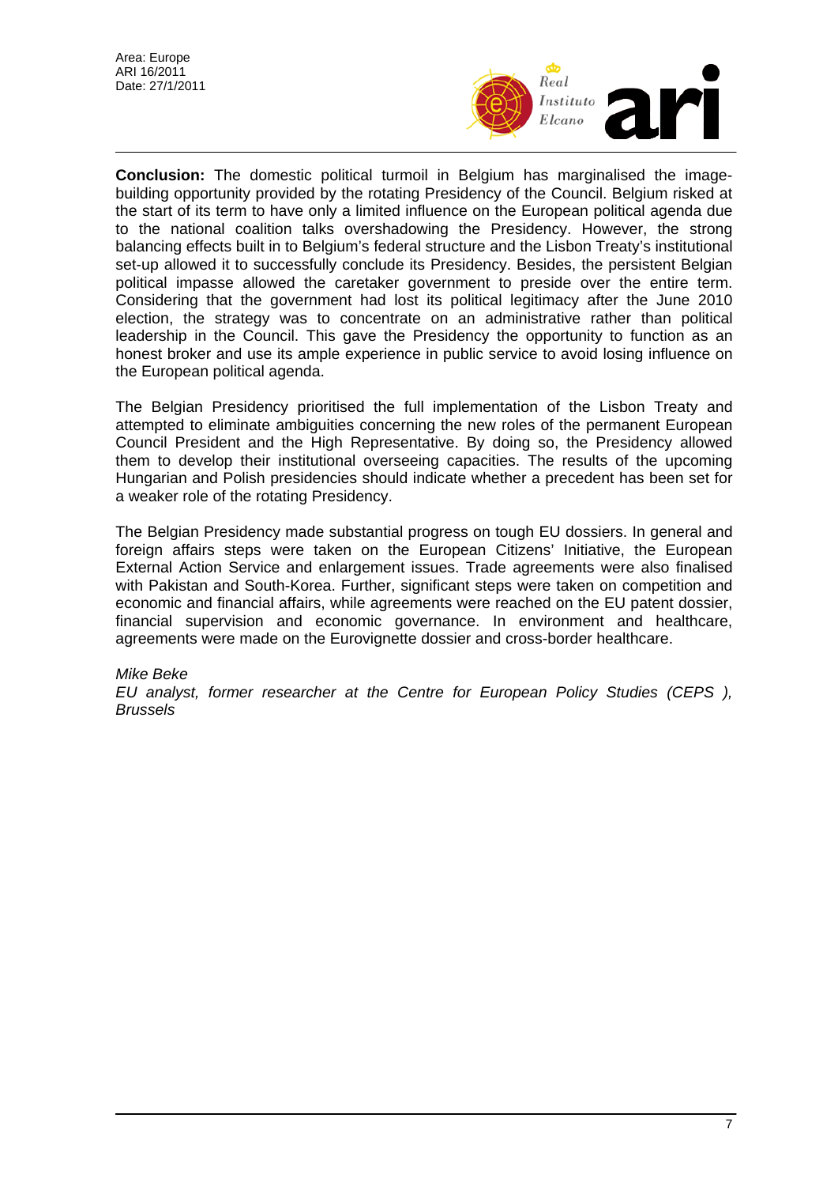**Conclusion:** The domestic political turmoil in Belgium has marginalised the image-building opportunity provided by the rotating Presidency of the Council. Belgium risked at the start of its term to have only a limited influence on the European political agenda due to the national coalition talks overshadowing the Presidency. However, the strong balancing effects built in to Belgium's federal structure and the Lisbon Treaty's institutional set-up allowed it to successfully conclude its Presidency. Besides, the persistent Belgian political impasse allowed the caretaker government to preside over the entire term. Considering that the government had lost its political legitimacy after the June 2010 election, the strategy was to concentrate on an administrative rather than political leadership in the Council. This gave the Presidency the opportunity to function as an honest broker and use its ample experience in public service to avoid losing influence on the European political agenda.

The Belgian Presidency prioritised the full implementation of the Lisbon Treaty and attempted to eliminate ambiguities concerning the new roles of the permanent European Council President and the High Representative. By doing so, the Presidency allowed them to develop their institutional overseeing capacities. The results of the upcoming Hungarian and Polish presidencies should indicate whether a precedent has been set for a weaker role of the rotating Presidency.

The Belgian Presidency made substantial progress on tough EU dossiers. In general and foreign affairs steps were taken on the European Citizens' Initiative, the European External Action Service and enlargement issues. Trade agreements were also finalised with Pakistan and South-Korea. Further, significant steps were taken on competition and economic and financial affairs, while agreements were reached on the EU patent dossier, financial supervision and economic governance. In environment and healthcare, agreements were made on the Eurovignette dossier and cross-border healthcare.

*Mike Beke*
*EU analyst, former researcher at the Centre for European Policy Studies (CEPS ), Brussels*